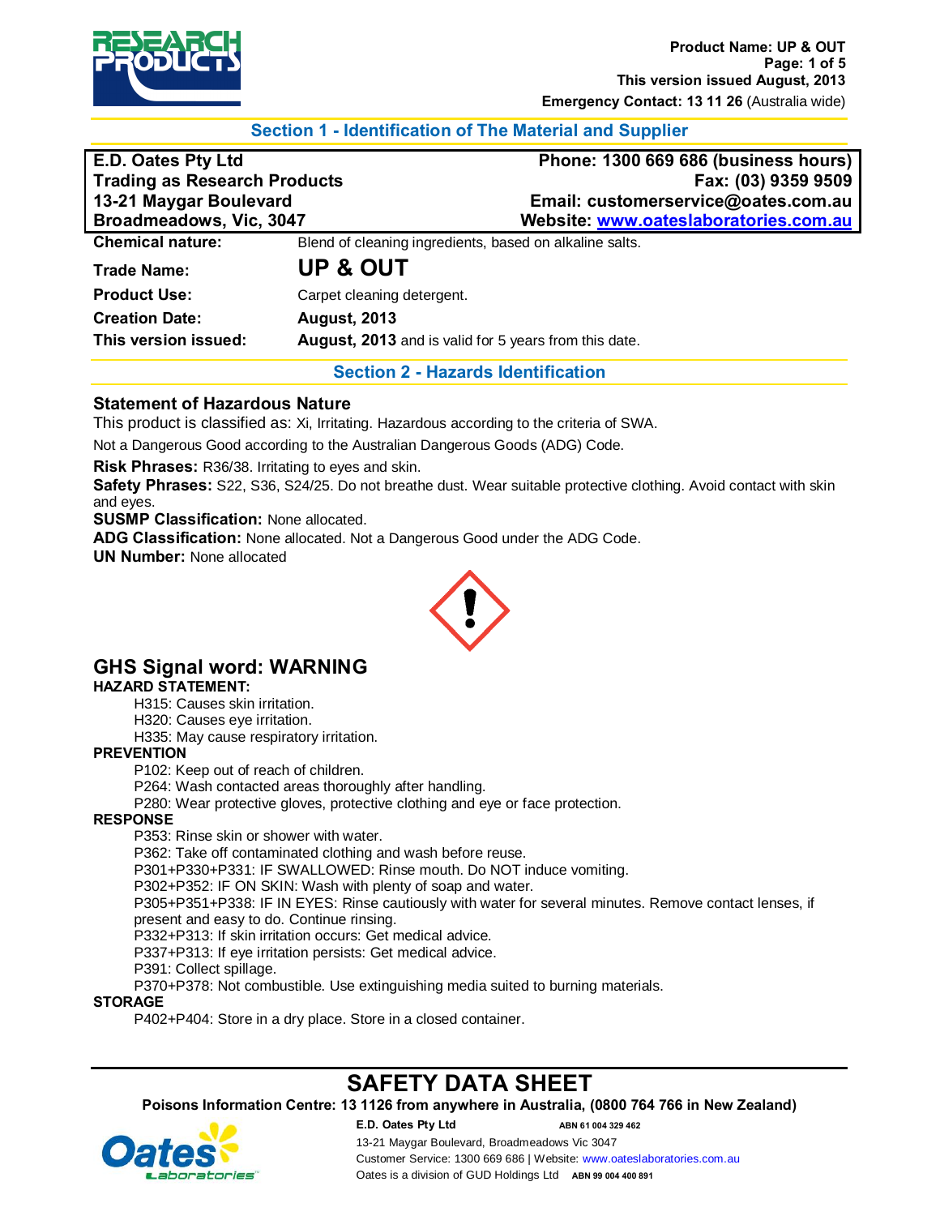## Section 1 - Identification of The Material and Supplier

| E.D. Oates Pty Ltd | Phone: 1300 669 686 (business hours) |
|---|---|
| Trading as Research Products | Fax: (03) 9359 9509 |
| 13-21 Maygar Boulevard | Email: customerservice@oates.com.au |
| Broadmeadows, Vic, 3047 | Website: www.oateslaboratories.com.au |

**Chemical nature:** Blend of cleaning ingredients, based on alkaline salts.

**Trade Name:** **UP & OUT**

**Product Use:** Carpet cleaning detergent.

**Creation Date:** **August, 2013**

**This version issued:** **August, 2013** and is valid for 5 years from this date.

## Section 2 - Hazards Identification

### Statement of Hazardous Nature

This product is classified as: Xi, Irritating. Hazardous according to the criteria of SWA.

Not a Dangerous Good according to the Australian Dangerous Goods (ADG) Code.

**Risk Phrases:** R36/38. Irritating to eyes and skin.

**Safety Phrases:** S22, S36, S24/25. Do not breathe dust. Wear suitable protective clothing. Avoid contact with skin and eyes.

**SUSMP Classification:** None allocated.

**ADG Classification:** None allocated. Not a Dangerous Good under the ADG Code.

**UN Number:** None allocated

## GHS Signal word: WARNING

**HAZARD STATEMENT:**

- H315: Causes skin irritation.
- H320: Causes eye irritation.
- H335: May cause respiratory irritation.

**PREVENTION**

- P102: Keep out of reach of children.
- P264: Wash contacted areas thoroughly after handling.
- P280: Wear protective gloves, protective clothing and eye or face protection.

**RESPONSE**

- P353: Rinse skin or shower with water.
- P362: Take off contaminated clothing and wash before reuse.
- P301+P330+P331: IF SWALLOWED: Rinse mouth. Do NOT induce vomiting.
- P302+P352: IF ON SKIN: Wash with plenty of soap and water.
- P305+P351+P338: IF IN EYES: Rinse cautiously with water for several minutes. Remove contact lenses, if present and easy to do. Continue rinsing.
- P332+P313: If skin irritation occurs: Get medical advice.
- P337+P313: If eye irritation persists: Get medical advice.
- P391: Collect spillage.
- P370+P378: Not combustible. Use extinguishing media suited to burning materials.

**STORAGE**

- P402+P404: Store in a dry place. Store in a closed container.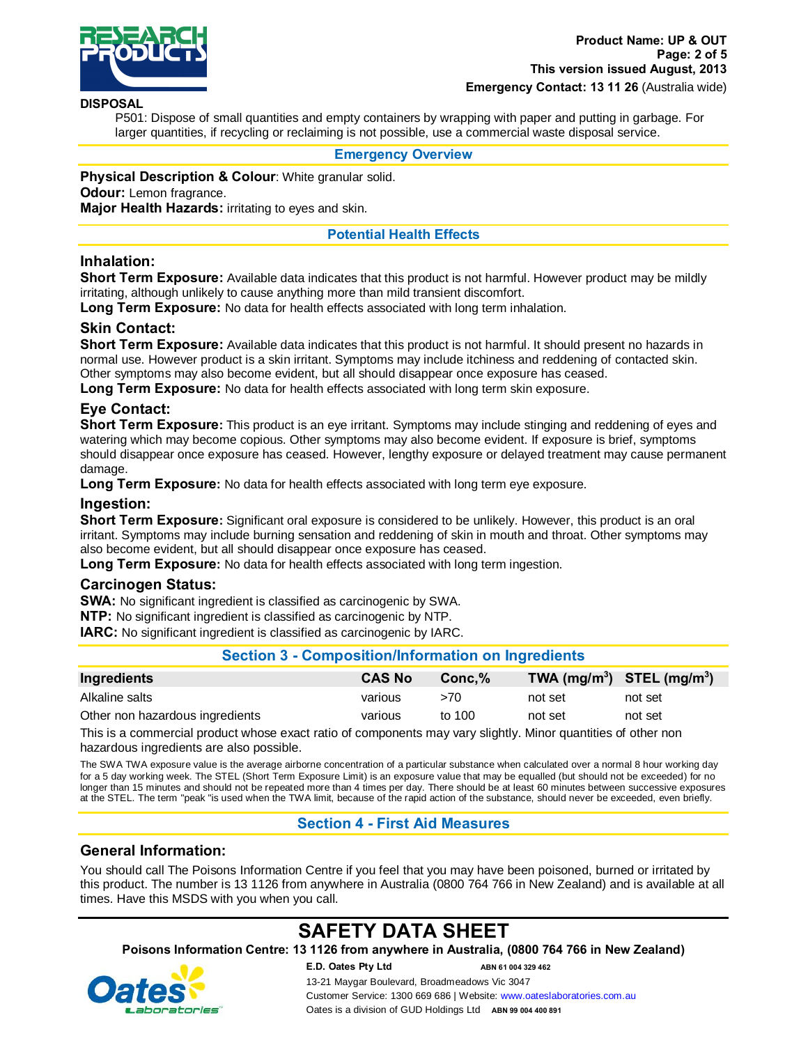**DISPOSAL**

P501: Dispose of small quantities and empty containers by wrapping with paper and putting in garbage. For larger quantities, if recycling or reclaiming is not possible, use a commercial waste disposal service.

## Emergency Overview

**Physical Description & Colour**: White granular solid.
**Odour:** Lemon fragrance.
**Major Health Hazards:** irritating to eyes and skin.

## Potential Health Effects

### Inhalation:

**Short Term Exposure:** Available data indicates that this product is not harmful. However product may be mildly irritating, although unlikely to cause anything more than mild transient discomfort.
**Long Term Exposure:** No data for health effects associated with long term inhalation.

### Skin Contact:

**Short Term Exposure:** Available data indicates that this product is not harmful. It should present no hazards in normal use. However product is a skin irritant. Symptoms may include itchiness and reddening of contacted skin. Other symptoms may also become evident, but all should disappear once exposure has ceased.
**Long Term Exposure:** No data for health effects associated with long term skin exposure.

### Eye Contact:

**Short Term Exposure:** This product is an eye irritant. Symptoms may include stinging and reddening of eyes and watering which may become copious. Other symptoms may also become evident. If exposure is brief, symptoms should disappear once exposure has ceased. However, lengthy exposure or delayed treatment may cause permanent damage.
**Long Term Exposure:** No data for health effects associated with long term eye exposure.

### Ingestion:

**Short Term Exposure:** Significant oral exposure is considered to be unlikely. However, this product is an oral irritant. Symptoms may include burning sensation and reddening of skin in mouth and throat. Other symptoms may also become evident, but all should disappear once exposure has ceased.
**Long Term Exposure:** No data for health effects associated with long term ingestion.

### Carcinogen Status:

**SWA:** No significant ingredient is classified as carcinogenic by SWA.
**NTP:** No significant ingredient is classified as carcinogenic by NTP.
**IARC:** No significant ingredient is classified as carcinogenic by IARC.

## Section 3 - Composition/Information on Ingredients

| Ingredients | CAS No | Conc,% | TWA ($mg/m^3$) | STEL ($mg/m^3$) |
|---|---|---|---|---|
| Alkaline salts | various | >70 | not set | not set |
| Other non hazardous ingredients | various | to 100 | not set | not set |

This is a commercial product whose exact ratio of components may vary slightly. Minor quantities of other non hazardous ingredients are also possible.

The SWA TWA exposure value is the average airborne concentration of a particular substance when calculated over a normal 8 hour working day for a 5 day working week. The STEL (Short Term Exposure Limit) is an exposure value that may be equalled (but should not be exceeded) for no longer than 15 minutes and should not be repeated more than 4 times per day. There should be at least 60 minutes between successive exposures at the STEL. The term "peak "is used when the TWA limit, because of the rapid action of the substance, should never be exceeded, even briefly.

## Section 4 - First Aid Measures

### General Information:

You should call The Poisons Information Centre if you feel that you may have been poisoned, burned or irritated by this product. The number is 13 1126 from anywhere in Australia (0800 764 766 in New Zealand) and is available at all times. Have this MSDS with you when you call.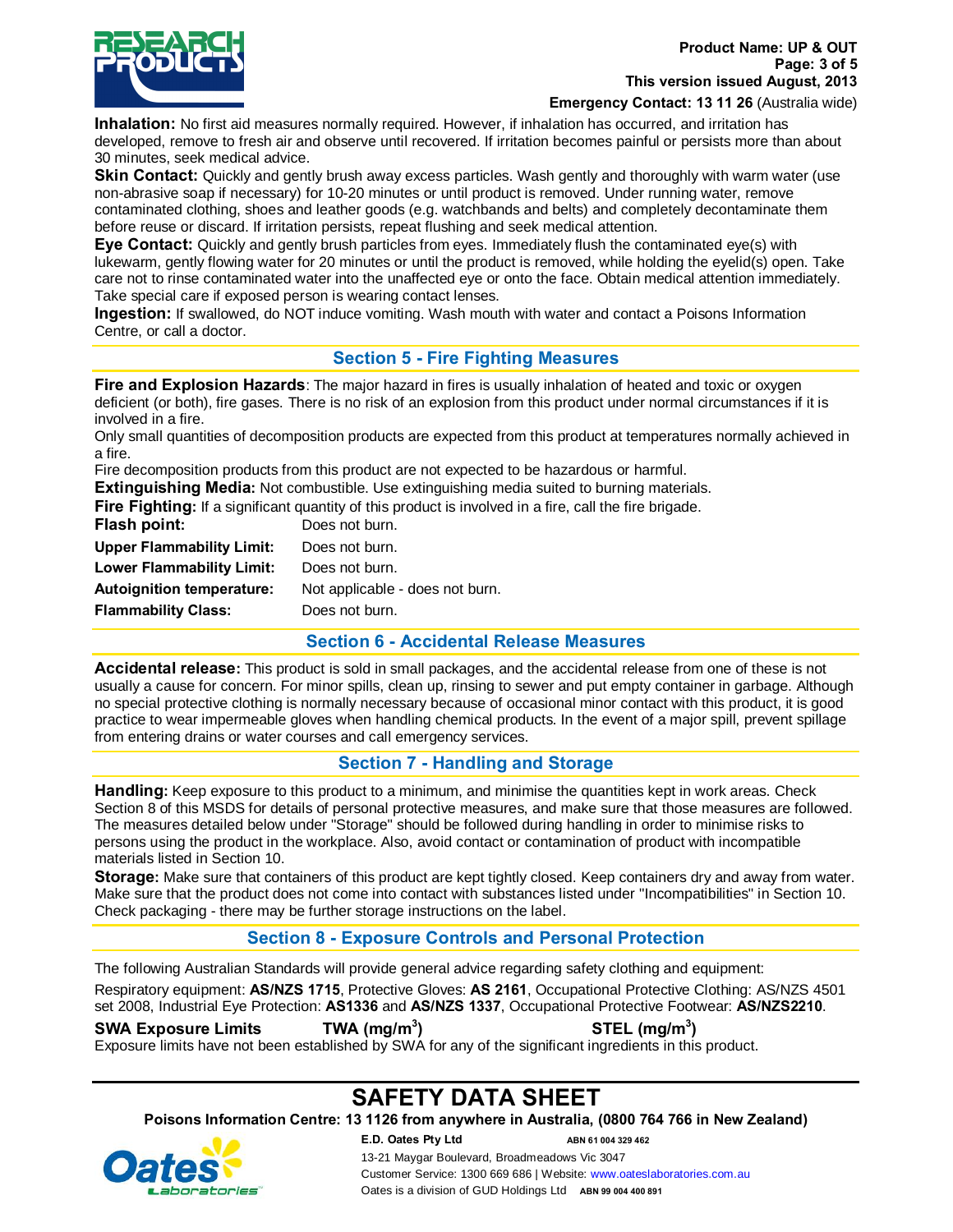**Inhalation:** No first aid measures normally required. However, if inhalation has occurred, and irritation has developed, remove to fresh air and observe until recovered. If irritation becomes painful or persists more than about 30 minutes, seek medical advice.

**Skin Contact:** Quickly and gently brush away excess particles. Wash gently and thoroughly with warm water (use non-abrasive soap if necessary) for 10-20 minutes or until product is removed. Under running water, remove contaminated clothing, shoes and leather goods (e.g. watchbands and belts) and completely decontaminate them before reuse or discard. If irritation persists, repeat flushing and seek medical attention.

**Eye Contact:** Quickly and gently brush particles from eyes. Immediately flush the contaminated eye(s) with lukewarm, gently flowing water for 20 minutes or until the product is removed, while holding the eyelid(s) open. Take care not to rinse contaminated water into the unaffected eye or onto the face. Obtain medical attention immediately. Take special care if exposed person is wearing contact lenses.

**Ingestion:** If swallowed, do NOT induce vomiting. Wash mouth with water and contact a Poisons Information Centre, or call a doctor.

## Section 5 - Fire Fighting Measures

**Fire and Explosion Hazards**: The major hazard in fires is usually inhalation of heated and toxic or oxygen deficient (or both), fire gases. There is no risk of an explosion from this product under normal circumstances if it is involved in a fire.

Only small quantities of decomposition products are expected from this product at temperatures normally achieved in a fire.

Fire decomposition products from this product are not expected to be hazardous or harmful.

**Extinguishing Media:** Not combustible. Use extinguishing media suited to burning materials.

**Fire Fighting:** If a significant quantity of this product is involved in a fire, call the fire brigade.

| | |
|---|---|
| **Flash point:** | Does not burn. |
| **Upper Flammability Limit:** | Does not burn. |
| **Lower Flammability Limit:** | Does not burn. |
| **Autoignition temperature:** | Not applicable - does not burn. |
| **Flammability Class:** | Does not burn. |

## Section 6 - Accidental Release Measures

**Accidental release:** This product is sold in small packages, and the accidental release from one of these is not usually a cause for concern. For minor spills, clean up, rinsing to sewer and put empty container in garbage. Although no special protective clothing is normally necessary because of occasional minor contact with this product, it is good practice to wear impermeable gloves when handling chemical products. In the event of a major spill, prevent spillage from entering drains or water courses and call emergency services.

## Section 7 - Handling and Storage

**Handling:** Keep exposure to this product to a minimum, and minimise the quantities kept in work areas. Check Section 8 of this MSDS for details of personal protective measures, and make sure that those measures are followed. The measures detailed below under "Storage" should be followed during handling in order to minimise risks to persons using the product in the workplace. Also, avoid contact or contamination of product with incompatible materials listed in Section 10.

**Storage:** Make sure that containers of this product are kept tightly closed. Keep containers dry and away from water. Make sure that the product does not come into contact with substances listed under "Incompatibilities" in Section 10. Check packaging - there may be further storage instructions on the label.

## Section 8 - Exposure Controls and Personal Protection

The following Australian Standards will provide general advice regarding safety clothing and equipment:

Respiratory equipment: **AS/NZS 1715**, Protective Gloves: **AS 2161**, Occupational Protective Clothing: AS/NZS 4501 set 2008, Industrial Eye Protection: **AS1336** and **AS/NZS 1337**, Occupational Protective Footwear: **AS/NZS2210**.

| **SWA Exposure Limits** | **TWA ($mg/m^3$)** | **STEL ($mg/m^3$)** |
|---|---|---|

Exposure limits have not been established by SWA for any of the significant ingredients in this product.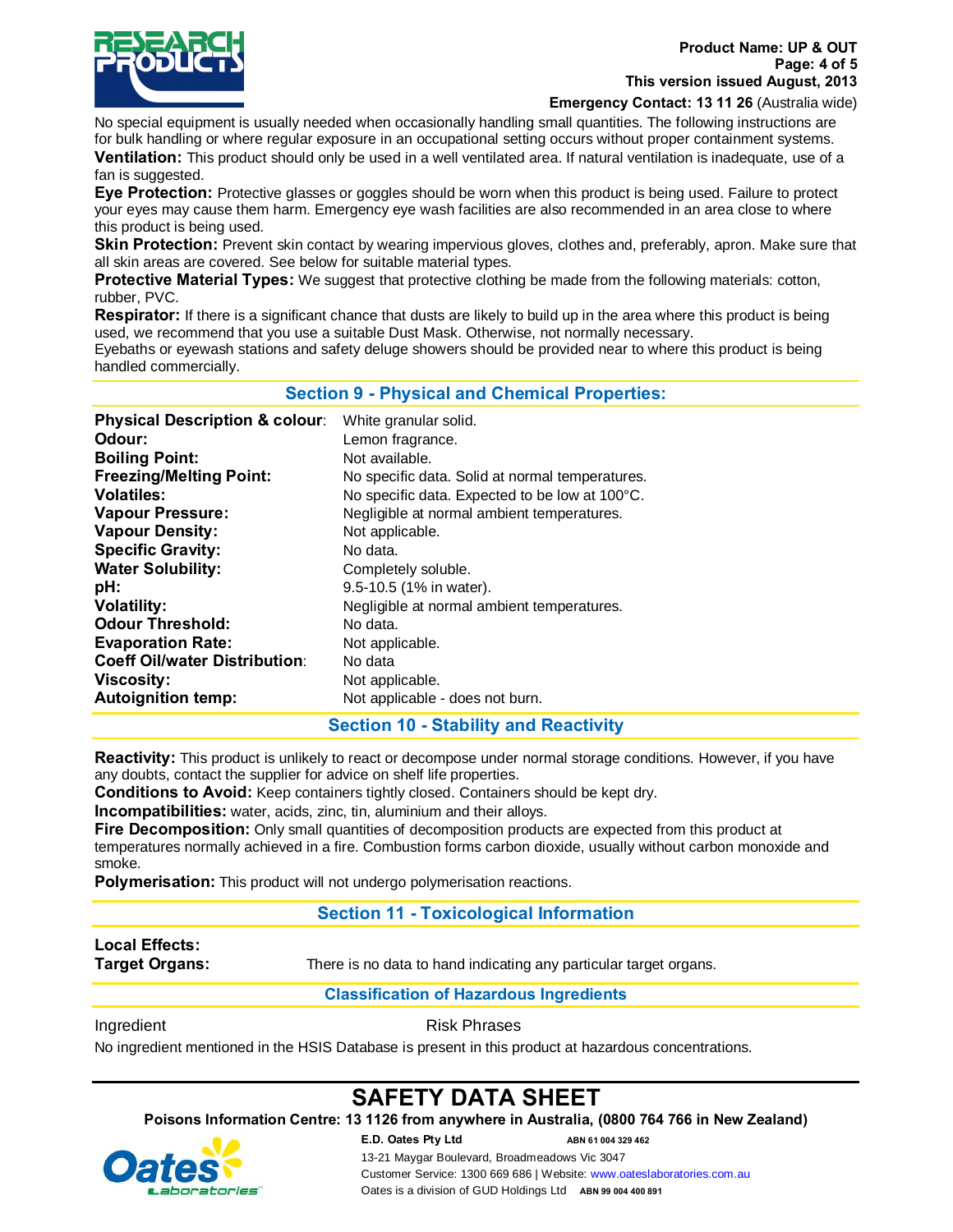No special equipment is usually needed when occasionally handling small quantities. The following instructions are for bulk handling or where regular exposure in an occupational setting occurs without proper containment systems.

**Ventilation:** This product should only be used in a well ventilated area. If natural ventilation is inadequate, use of a fan is suggested.

**Eye Protection:** Protective glasses or goggles should be worn when this product is being used. Failure to protect your eyes may cause them harm. Emergency eye wash facilities are also recommended in an area close to where this product is being used.

**Skin Protection:** Prevent skin contact by wearing impervious gloves, clothes and, preferably, apron. Make sure that all skin areas are covered. See below for suitable material types.

**Protective Material Types:** We suggest that protective clothing be made from the following materials: cotton, rubber, PVC.

**Respirator:** If there is a significant chance that dusts are likely to build up in the area where this product is being used, we recommend that you use a suitable Dust Mask. Otherwise, not normally necessary.

Eyebaths or eyewash stations and safety deluge showers should be provided near to where this product is being handled commercially.

## Section 9 - Physical and Chemical Properties:

| | |
|---|---|
| **Physical Description & colour**: | White granular solid. |
| **Odour:** | Lemon fragrance. |
| **Boiling Point:** | Not available. |
| **Freezing/Melting Point:** | No specific data. Solid at normal temperatures. |
| **Volatiles:** | No specific data. Expected to be low at 100°C. |
| **Vapour Pressure:** | Negligible at normal ambient temperatures. |
| **Vapour Density:** | Not applicable. |
| **Specific Gravity:** | No data. |
| **Water Solubility:** | Completely soluble. |
| **pH:** | 9.5-10.5 (1% in water). |
| **Volatility:** | Negligible at normal ambient temperatures. |
| **Odour Threshold:** | No data. |
| **Evaporation Rate:** | Not applicable. |
| **Coeff Oil/water Distribution**: | No data |
| **Viscosity:** | Not applicable. |
| **Autoignition temp:** | Not applicable - does not burn. |

## Section 10 - Stability and Reactivity

**Reactivity:** This product is unlikely to react or decompose under normal storage conditions. However, if you have any doubts, contact the supplier for advice on shelf life properties.

**Conditions to Avoid:** Keep containers tightly closed. Containers should be kept dry.

**Incompatibilities:** water, acids, zinc, tin, aluminium and their alloys.

**Fire Decomposition:** Only small quantities of decomposition products are expected from this product at temperatures normally achieved in a fire. Combustion forms carbon dioxide, usually without carbon monoxide and smoke.

**Polymerisation:** This product will not undergo polymerisation reactions.

## Section 11 - Toxicological Information

**Local Effects:**

**Target Organs:** There is no data to hand indicating any particular target organs.

## Classification of Hazardous Ingredients

| Ingredient | Risk Phrases |
|---|---|

No ingredient mentioned in the HSIS Database is present in this product at hazardous concentrations.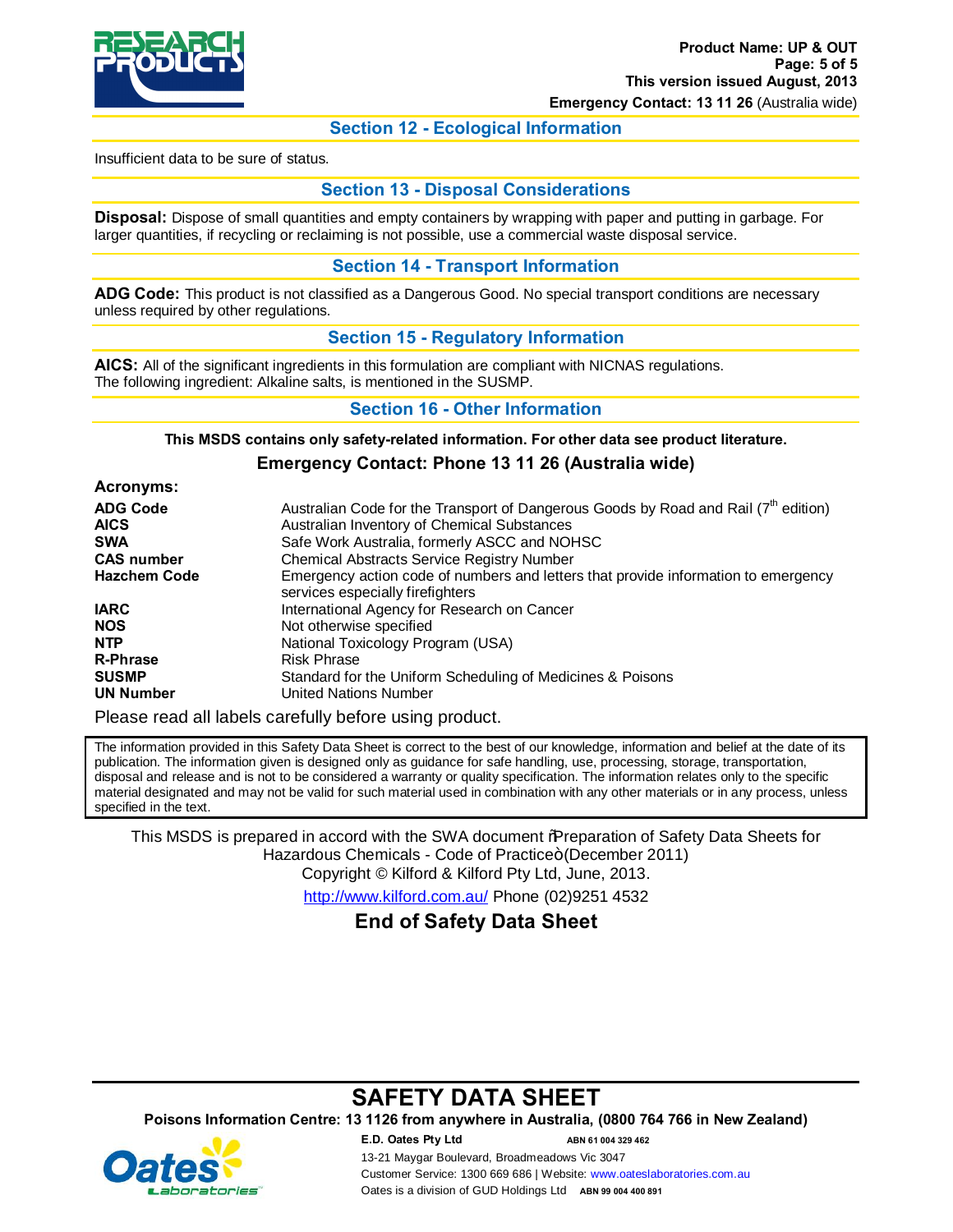## Section 12 - Ecological Information

Insufficient data to be sure of status.

## Section 13 - Disposal Considerations

**Disposal:** Dispose of small quantities and empty containers by wrapping with paper and putting in garbage. For larger quantities, if recycling or reclaiming is not possible, use a commercial waste disposal service.

## Section 14 - Transport Information

**ADG Code:** This product is not classified as a Dangerous Good. No special transport conditions are necessary unless required by other regulations.

## Section 15 - Regulatory Information

**AICS:** All of the significant ingredients in this formulation are compliant with NICNAS regulations.
The following ingredient: Alkaline salts, is mentioned in the SUSMP.

## Section 16 - Other Information

**This MSDS contains only safety-related information. For other data see product literature.**

**Emergency Contact: Phone 13 11 26 (Australia wide)**

**Acronyms:**

| | |
|---|---|
| **ADG Code** | Australian Code for the Transport of Dangerous Goods by Road and Rail (7th edition) |
| **AICS** | Australian Inventory of Chemical Substances |
| **SWA** | Safe Work Australia, formerly ASCC and NOHSC |
| **CAS number** | Chemical Abstracts Service Registry Number |
| **Hazchem Code** | Emergency action code of numbers and letters that provide information to emergency services especially firefighters |
| **IARC** | International Agency for Research on Cancer |
| **NOS** | Not otherwise specified |
| **NTP** | National Toxicology Program (USA) |
| **R-Phrase** | Risk Phrase |
| **SUSMP** | Standard for the Uniform Scheduling of Medicines & Poisons |
| **UN Number** | United Nations Number |

Please read all labels carefully before using product.

The information provided in this Safety Data Sheet is correct to the best of our knowledge, information and belief at the date of its publication. The information given is designed only as guidance for safe handling, use, processing, storage, transportation, disposal and release and is not to be considered a warranty or quality specification. The information relates only to the specific material designated and may not be valid for such material used in combination with any other materials or in any process, unless specified in the text.

This MSDS is prepared in accord with the SWA document "Preparation of Safety Data Sheets for Hazardous Chemicals - Code of Practice" (December 2011)
Copyright © Kilford & Kilford Pty Ltd, June, 2013.
http://www.kilford.com.au/ Phone (02)9251 4532

**End of Safety Data Sheet**

# SAFETY DATA SHEET

**Poisons Information Centre: 13 1126 from anywhere in Australia, (0800 764 766 in New Zealand)**

**E.D. Oates Pty Ltd** ABN 61 004 329 462
13-21 Maygar Boulevard, Broadmeadows Vic 3047
Customer Service: 1300 669 685 | Website: www.oateslaboratories.com.au
Oates is a division of GUD Holdings Ltd ABN 99 004 400 891